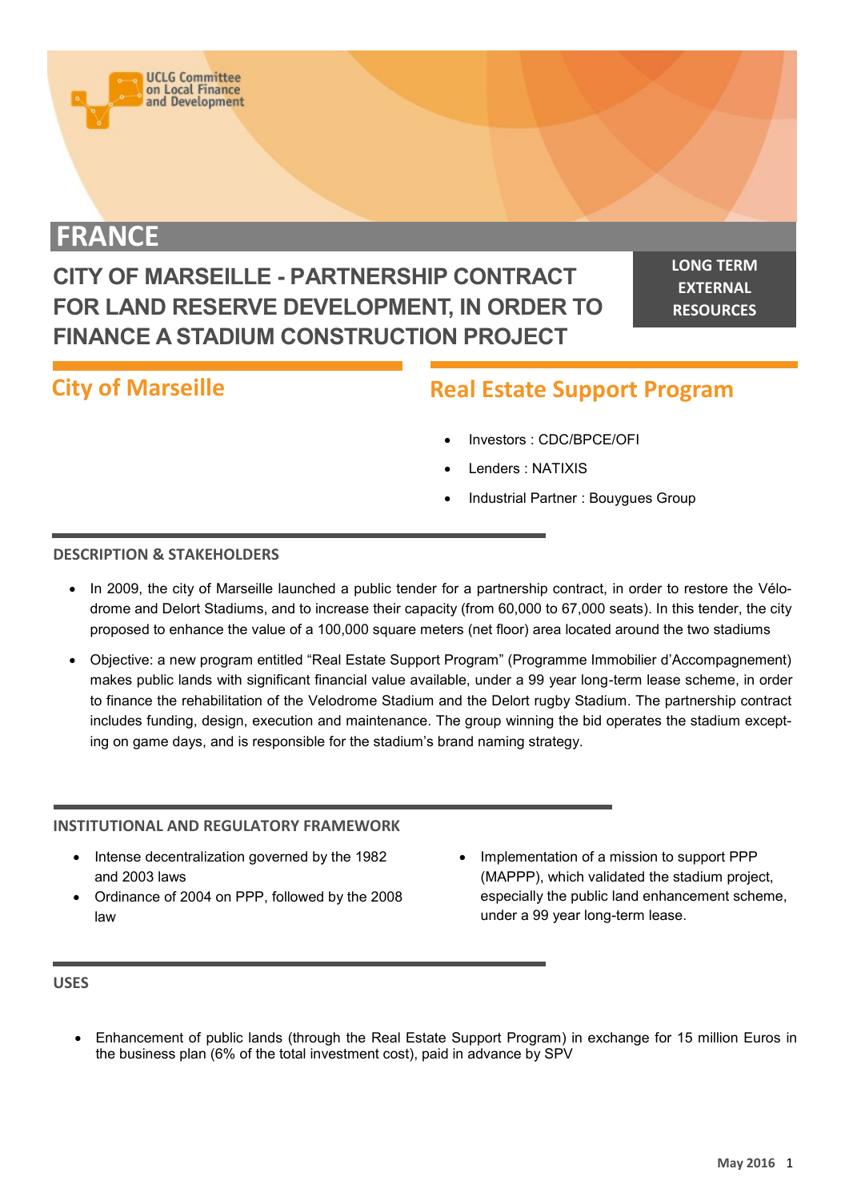UCLG Committee on Local Finance and Development

# FRANCE

## CITY OF MARSEILLE - PARTNERSHIP CONTRACT FOR LAND RESERVE DEVELOPMENT, IN ORDER TO FINANCE A STADIUM CONSTRUCTION PROJECT

**LONG TERM EXTERNAL RESOURCES**

## City of Marseille

## Real Estate Support Program

- Investors : CDC/BPCE/OFI
- Lenders : NATIXIS
- Industrial Partner : Bouygues Group

### DESCRIPTION & STAKEHOLDERS

- In 2009, the city of Marseille launched a public tender for a partnership contract, in order to restore the Vélodrome and Delort Stadiums, and to increase their capacity (from 60,000 to 67,000 seats). In this tender, the city proposed to enhance the value of a 100,000 square meters (net floor) area located around the two stadiums
- Objective: a new program entitled "Real Estate Support Program" (Programme Immobilier d'Accompagnement) makes public lands with significant financial value available, under a 99 year long-term lease scheme, in order to finance the rehabilitation of the Velodrome Stadium and the Delort rugby Stadium. The partnership contract includes funding, design, execution and maintenance. The group winning the bid operates the stadium excepting on game days, and is responsible for the stadium's brand naming strategy.

### INSTITUTIONAL AND REGULATORY FRAMEWORK

- Intense decentralization governed by the 1982 and 2003 laws
- Ordinance of 2004 on PPP, followed by the 2008 law
- Implementation of a mission to support PPP (MAPPP), which validated the stadium project, especially the public land enhancement scheme, under a 99 year long-term lease.

### USES

- Enhancement of public lands (through the Real Estate Support Program) in exchange for 15 million Euros in the business plan (6% of the total investment cost), paid in advance by SPV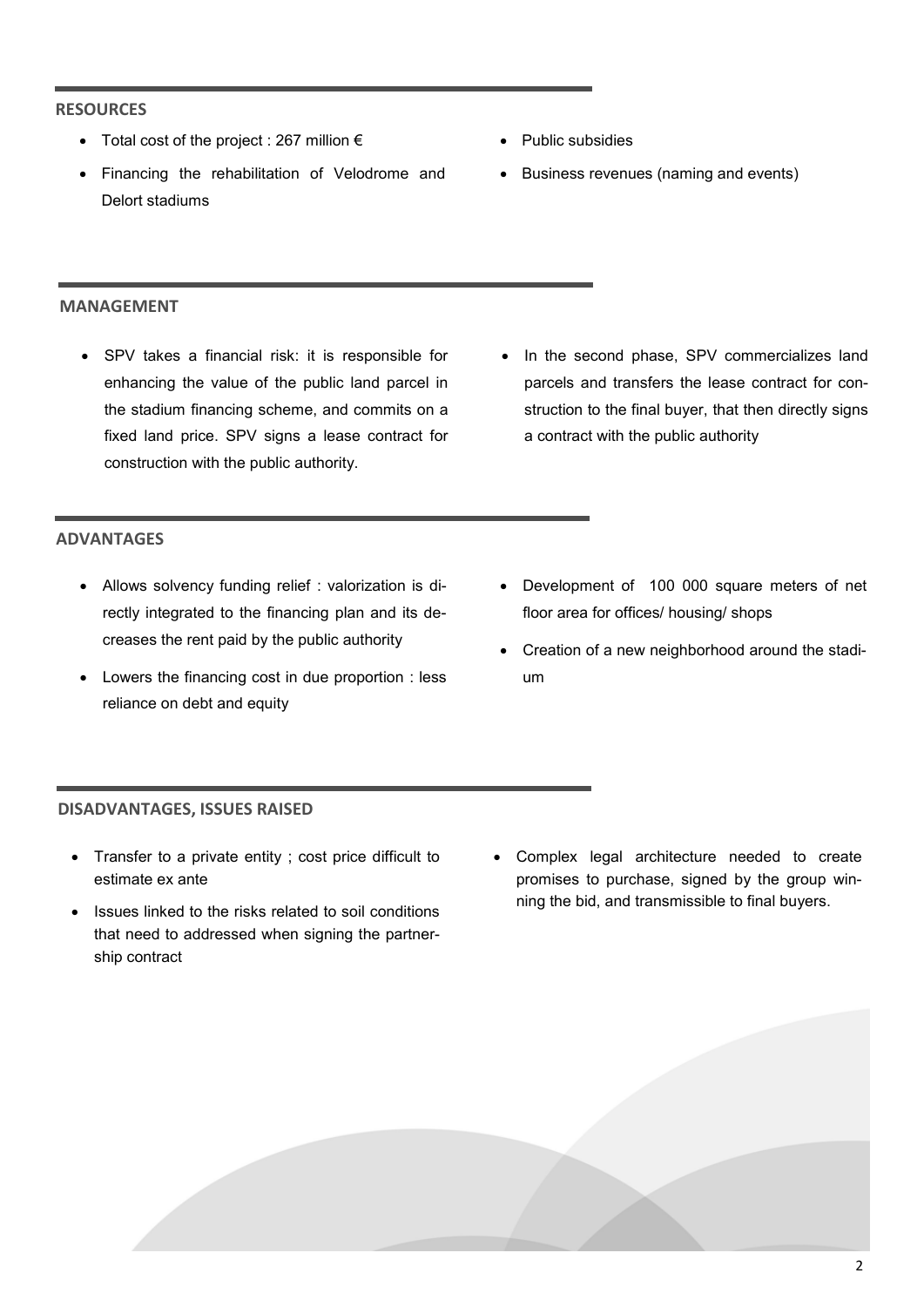## RESOURCES

- Total cost of the project : 267 million €
- Financing the rehabilitation of Velodrome and Delort stadiums
- Public subsidies
- Business revenues (naming and events)

## MANAGEMENT

- SPV takes a financial risk: it is responsible for enhancing the value of the public land parcel in the stadium financing scheme, and commits on a fixed land price. SPV signs a lease contract for construction with the public authority.
- In the second phase, SPV commercializes land parcels and transfers the lease contract for construction to the final buyer, that then directly signs a contract with the public authority

## ADVANTAGES

- Allows solvency funding relief : valorization is directly integrated to the financing plan and its decreases the rent paid by the public authority
- Lowers the financing cost in due proportion : less reliance on debt and equity
- Development of 100 000 square meters of net floor area for offices/ housing/ shops
- Creation of a new neighborhood around the stadium

## DISADVANTAGES, ISSUES RAISED

- Transfer to a private entity ; cost price difficult to estimate ex ante
- Issues linked to the risks related to soil conditions that need to addressed when signing the partnership contract
- Complex legal architecture needed to create promises to purchase, signed by the group winning the bid, and transmissible to final buyers.